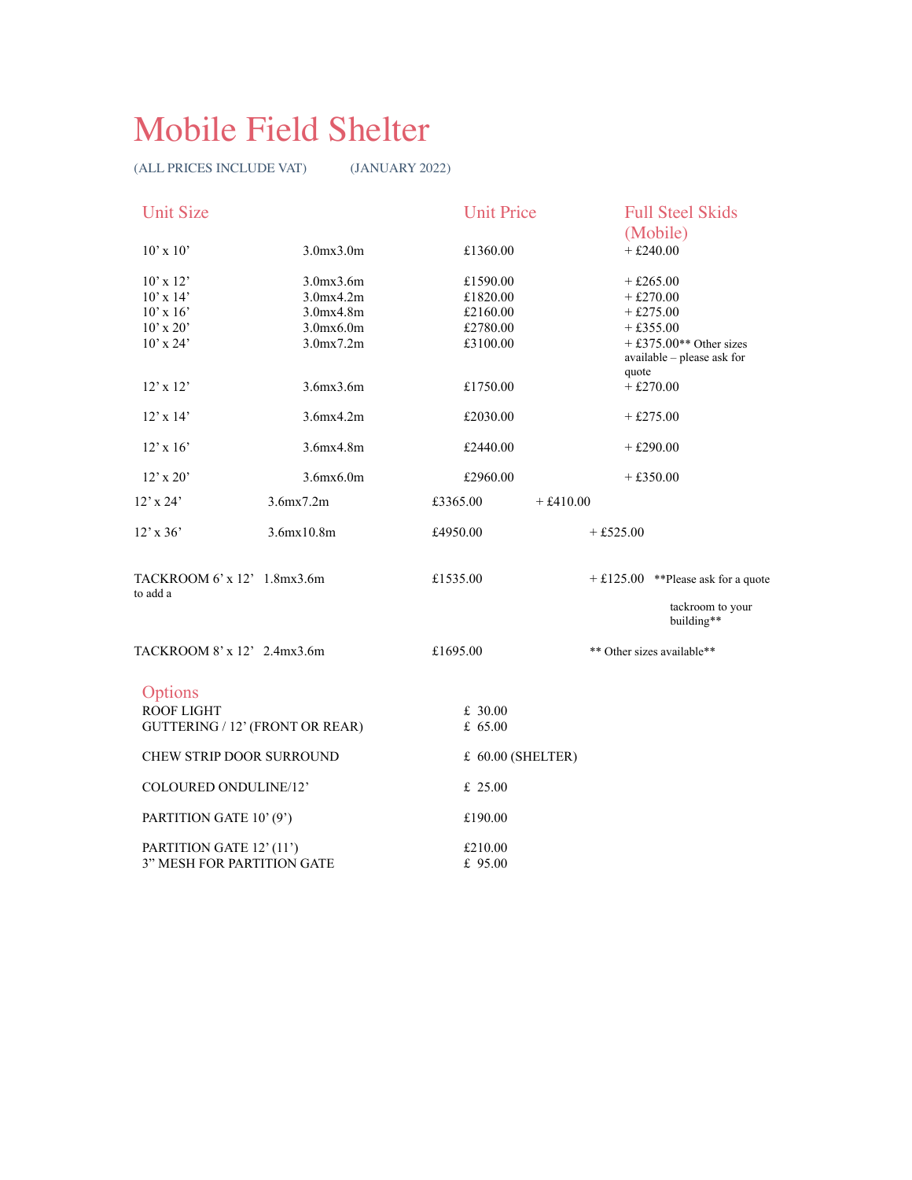# Mobile Field Shelter

(ALL PRICES INCLUDE VAT) (JANUARY 2022)

| Unit Size | | Unit Price | Full Steel Skids (Mobile) |
|---|---|---|---|
| 10' x 10' | 3.0mx3.0m | £1360.00 | + £240.00 |
| 10' x 12' | 3.0mx3.6m | £1590.00 | + £265.00 |
| 10' x 14' | 3.0mx4.2m | £1820.00 | + £270.00 |
| 10' x 16' | 3.0mx4.8m | £2160.00 | + £275.00 |
| 10' x 20' | 3.0mx6.0m | £2780.00 | + £355.00 |
| 10' x 24' | 3.0mx7.2m | £3100.00 | + £375.00** Other sizes available – please ask for quote |
| 12' x 12' | 3.6mx3.6m | £1750.00 | + £270.00 |
| 12' x 14' | 3.6mx4.2m | £2030.00 | + £275.00 |
| 12' x 16' | 3.6mx4.8m | £2440.00 | + £290.00 |
| 12' x 20' | 3.6mx6.0m | £2960.00 | + £350.00 |
| 12' x 24' | 3.6mx7.2m | £3365.00 | + £410.00 |
| 12' x 36' | 3.6mx10.8m | £4950.00 | + £525.00 |
| TACKROOM 6' x 12' | 1.8mx3.6m | £1535.00 | + £125.00 **Please ask for a quote to add a tackroom to your building** |
| TACKROOM 8' x 12' | 2.4mx3.6m | £1695.00 | ** Other sizes available** |

## Options

| Option | Price |
|---|---|
| ROOF LIGHT | £ 30.00 |
| GUTTERING / 12' (FRONT OR REAR) | £ 65.00 |
| CHEW STRIP DOOR SURROUND | £ 60.00 (SHELTER) |
| COLOURED ONDULINE/12' | £ 25.00 |
| PARTITION GATE 10' (9') | £190.00 |
| PARTITION GATE 12' (11') | £210.00 |
| 3" MESH FOR PARTITION GATE | £ 95.00 |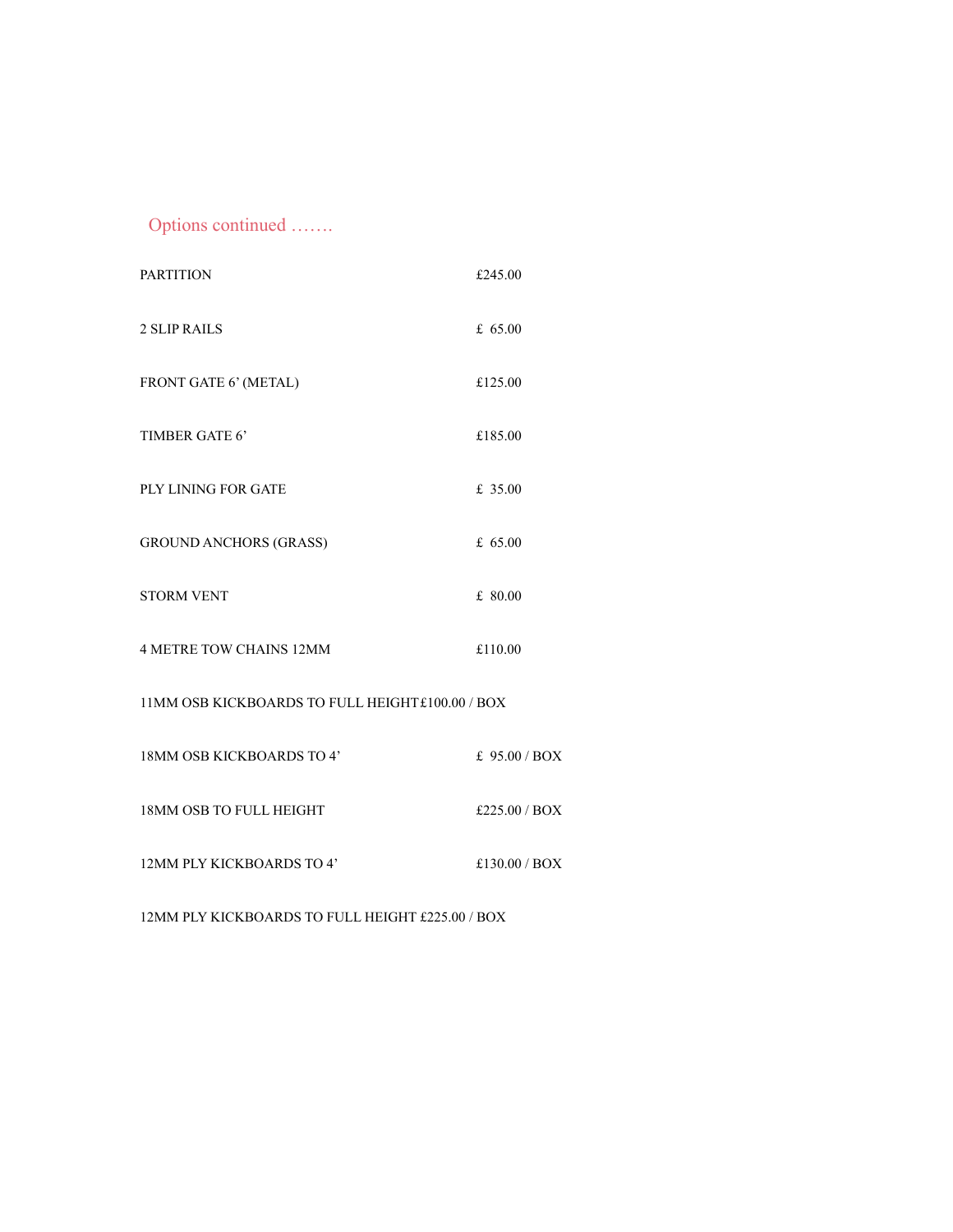## Options continued …….

| | |
|---|---|
| PARTITION | £245.00 |
| 2 SLIP RAILS | £ 65.00 |
| FRONT GATE 6' (METAL) | £125.00 |
| TIMBER GATE 6' | £185.00 |
| PLY LINING FOR GATE | £ 35.00 |
| GROUND ANCHORS (GRASS) | £ 65.00 |
| STORM VENT | £ 80.00 |
| 4 METRE TOW CHAINS 12MM | £110.00 |
| 11MM OSB KICKBOARDS TO FULL HEIGHT | £100.00 / BOX |
| 18MM OSB KICKBOARDS TO 4' | £ 95.00 / BOX |
| 18MM OSB TO FULL HEIGHT | £225.00 / BOX |
| 12MM PLY KICKBOARDS TO 4' | £130.00 / BOX |
| 12MM PLY KICKBOARDS TO FULL HEIGHT | £225.00 / BOX |